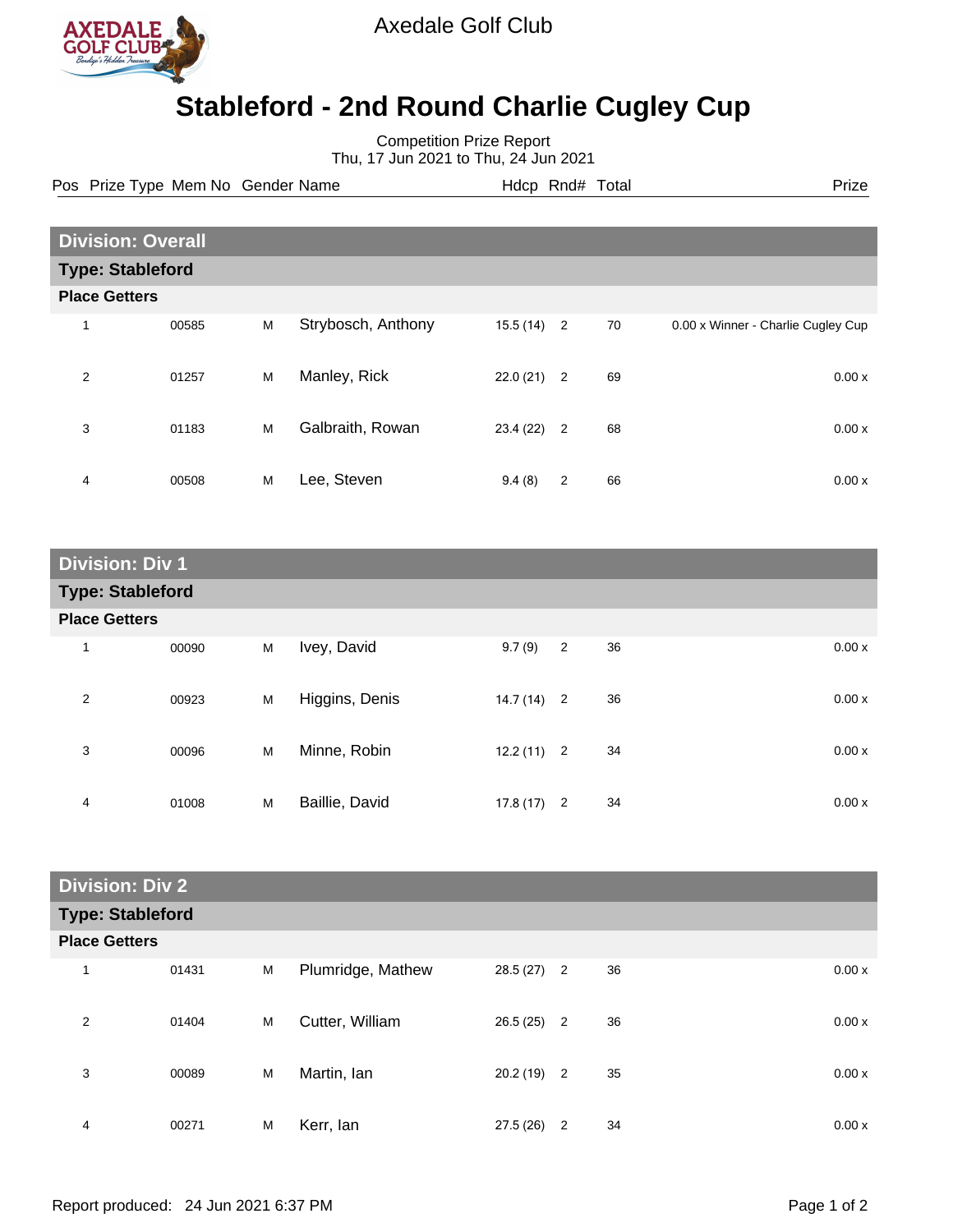Axedale Golf Club

# Stableford - 2nd Round Charlie Cugley Cup

Competition Prize Report
Thu, 17 Jun 2021 to Thu, 24 Jun 2021

## Division: Overall

### Type: Stableford

**Place Getters**

| Pos | Prize Type | Mem No | Gender | Name | Hdcp | Rnd# | Total | Prize |
|---|---|---|---|---|---|---|---|---|
| 1 | | 00585 | M | Strybosch, Anthony | 15.5 (14) | 2 | 70 | 0.00 x Winner - Charlie Cugley Cup |
| 2 | | 01257 | M | Manley, Rick | 22.0 (21) | 2 | 69 | 0.00 x |
| 3 | | 01183 | M | Galbraith, Rowan | 23.4 (22) | 2 | 68 | 0.00 x |
| 4 | | 00508 | M | Lee, Steven | 9.4 (8) | 2 | 66 | 0.00 x |

## Division: Div 1

### Type: Stableford

**Place Getters**

| Pos | Prize Type | Mem No | Gender | Name | Hdcp | Rnd# | Total | Prize |
|---|---|---|---|---|---|---|---|---|
| 1 | | 00090 | M | Ivey, David | 9.7 (9) | 2 | 36 | 0.00 x |
| 2 | | 00923 | M | Higgins, Denis | 14.7 (14) | 2 | 36 | 0.00 x |
| 3 | | 00096 | M | Minne, Robin | 12.2 (11) | 2 | 34 | 0.00 x |
| 4 | | 01008 | M | Baillie, David | 17.8 (17) | 2 | 34 | 0.00 x |

## Division: Div 2

### Type: Stableford

**Place Getters**

| Pos | Prize Type | Mem No | Gender | Name | Hdcp | Rnd# | Total | Prize |
|---|---|---|---|---|---|---|---|---|
| 1 | | 01431 | M | Plumridge, Mathew | 28.5 (27) | 2 | 36 | 0.00 x |
| 2 | | 01404 | M | Cutter, William | 26.5 (25) | 2 | 36 | 0.00 x |
| 3 | | 00089 | M | Martin, Ian | 20.2 (19) | 2 | 35 | 0.00 x |
| 4 | | 00271 | M | Kerr, Ian | 27.5 (26) | 2 | 34 | 0.00 x |

Report produced: 24 Jun 2021 6:37 PM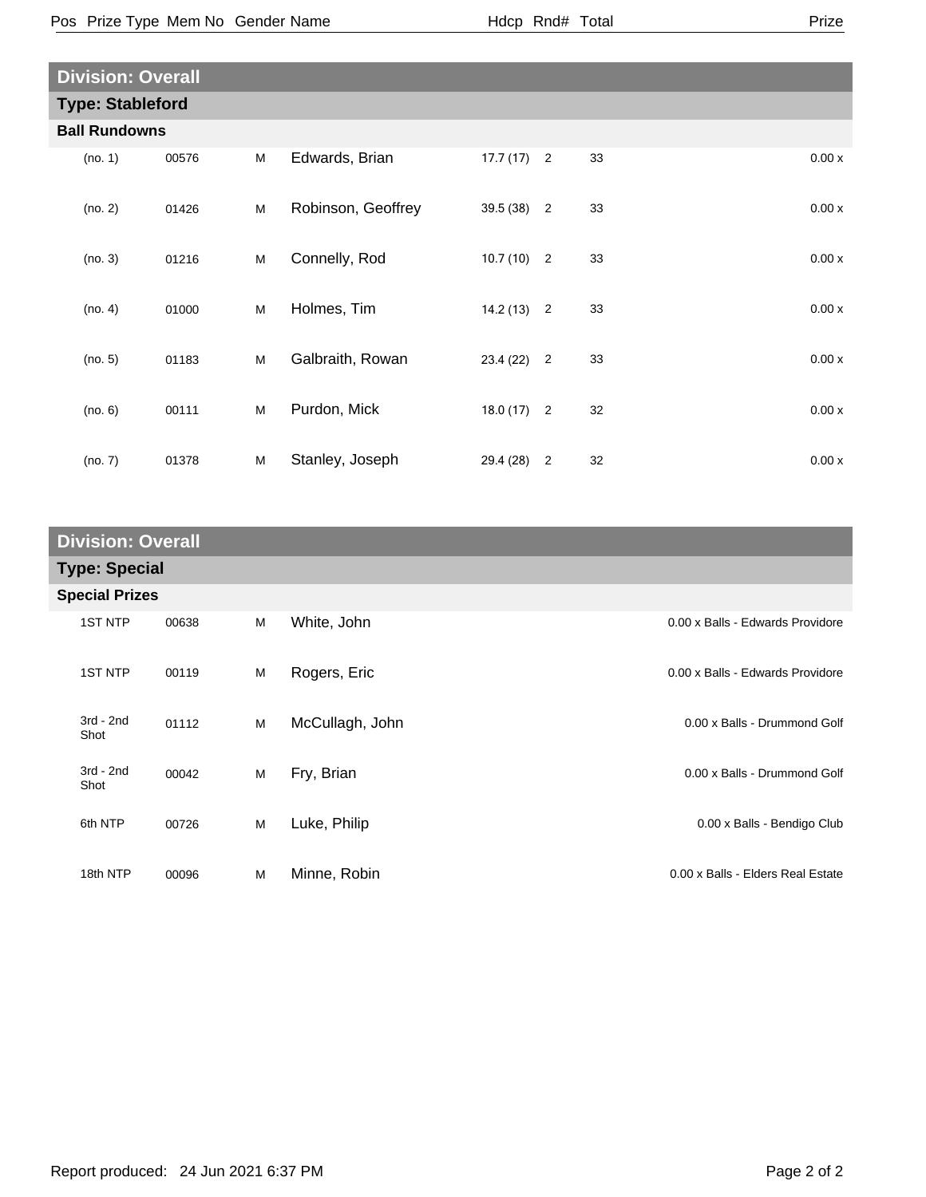| Pos | Prize Type | Mem No | Gender | Name | Hdcp | Rnd# | Total | Prize |
|---|---|---|---|---|---|---|---|---|

## Division: Overall

### Type: Stableford

**Ball Rundowns**

| Pos | Mem No | Gender | Name | Hdcp | Rnd# | Total | Prize |
|---|---|---|---|---|---|---|---|
| (no. 1) | 00576 | M | Edwards, Brian | 17.7 (17) | 2 | 33 | 0.00 x |
| (no. 2) | 01426 | M | Robinson, Geoffrey | 39.5 (38) | 2 | 33 | 0.00 x |
| (no. 3) | 01216 | M | Connelly, Rod | 10.7 (10) | 2 | 33 | 0.00 x |
| (no. 4) | 01000 | M | Holmes, Tim | 14.2 (13) | 2 | 33 | 0.00 x |
| (no. 5) | 01183 | M | Galbraith, Rowan | 23.4 (22) | 2 | 33 | 0.00 x |
| (no. 6) | 00111 | M | Purdon, Mick | 18.0 (17) | 2 | 32 | 0.00 x |
| (no. 7) | 01378 | M | Stanley, Joseph | 29.4 (28) | 2 | 32 | 0.00 x |

## Division: Overall

### Type: Special

**Special Prizes**

| Prize Type | Mem No | Gender | Name | Prize |
|---|---|---|---|---|
| 1ST NTP | 00638 | M | White, John | 0.00 x Balls - Edwards Providore |
| 1ST NTP | 00119 | M | Rogers, Eric | 0.00 x Balls - Edwards Providore |
| 3rd - 2nd Shot | 01112 | M | McCullagh, John | 0.00 x Balls - Drummond Golf |
| 3rd - 2nd Shot | 00042 | M | Fry, Brian | 0.00 x Balls - Drummond Golf |
| 6th NTP | 00726 | M | Luke, Philip | 0.00 x Balls - Bendigo Club |
| 18th NTP | 00096 | M | Minne, Robin | 0.00 x Balls - Elders Real Estate |

Report produced: 24 Jun 2021 6:37 PM